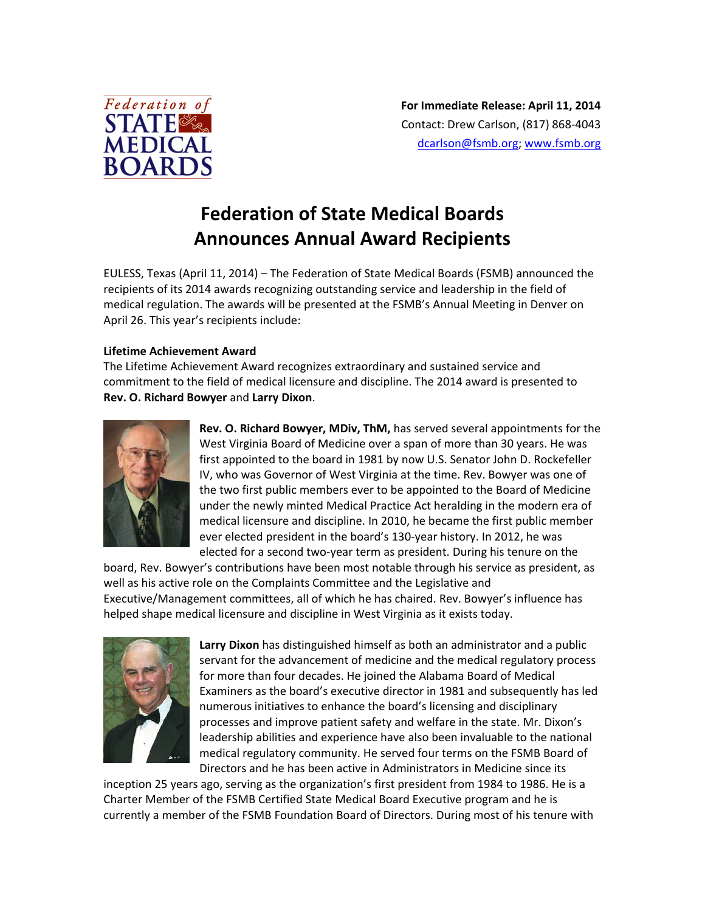Federation of STATE MEDICAL BOARDS

**For Immediate Release: April 11, 2014**
Contact: Drew Carlson, (817) 868-4043
dcarlson@fsmb.org; www.fsmb.org

# Federation of State Medical Boards Announces Annual Award Recipients

EULESS, Texas (April 11, 2014) – The Federation of State Medical Boards (FSMB) announced the recipients of its 2014 awards recognizing outstanding service and leadership in the field of medical regulation. The awards will be presented at the FSMB's Annual Meeting in Denver on April 26. This year's recipients include:

**Lifetime Achievement Award**

The Lifetime Achievement Award recognizes extraordinary and sustained service and commitment to the field of medical licensure and discipline. The 2014 award is presented to **Rev. O. Richard Bowyer** and **Larry Dixon**.

**Rev. O. Richard Bowyer, MDiv, ThM,** has served several appointments for the West Virginia Board of Medicine over a span of more than 30 years. He was first appointed to the board in 1981 by now U.S. Senator John D. Rockefeller IV, who was Governor of West Virginia at the time. Rev. Bowyer was one of the two first public members ever to be appointed to the Board of Medicine under the newly minted Medical Practice Act heralding in the modern era of medical licensure and discipline. In 2010, he became the first public member ever elected president in the board's 130-year history. In 2012, he was elected for a second two-year term as president. During his tenure on the board, Rev. Bowyer's contributions have been most notable through his service as president, as well as his active role on the Complaints Committee and the Legislative and Executive/Management committees, all of which he has chaired. Rev. Bowyer's influence has helped shape medical licensure and discipline in West Virginia as it exists today.

**Larry Dixon** has distinguished himself as both an administrator and a public servant for the advancement of medicine and the medical regulatory process for more than four decades. He joined the Alabama Board of Medical Examiners as the board's executive director in 1981 and subsequently has led numerous initiatives to enhance the board's licensing and disciplinary processes and improve patient safety and welfare in the state. Mr. Dixon's leadership abilities and experience have also been invaluable to the national medical regulatory community. He served four terms on the FSMB Board of Directors and he has been active in Administrators in Medicine since its inception 25 years ago, serving as the organization's first president from 1984 to 1986. He is a Charter Member of the FSMB Certified State Medical Board Executive program and he is currently a member of the FSMB Foundation Board of Directors. During most of his tenure with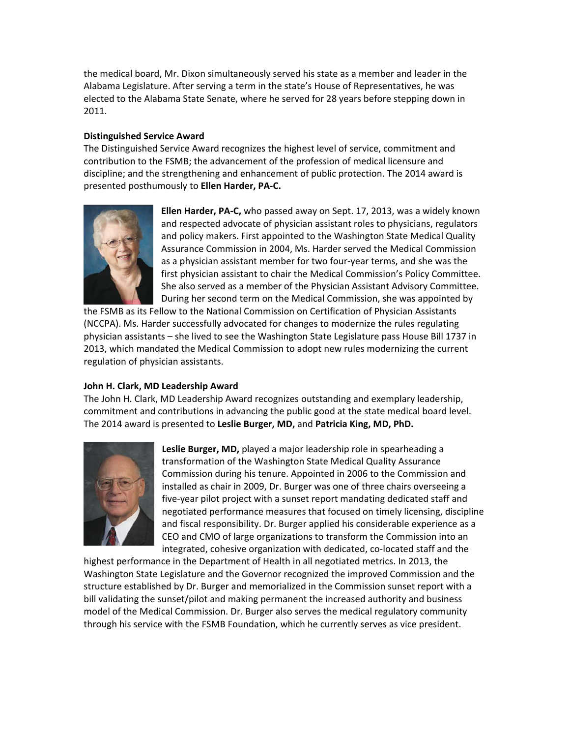the medical board, Mr. Dixon simultaneously served his state as a member and leader in the Alabama Legislature. After serving a term in the state's House of Representatives, he was elected to the Alabama State Senate, where he served for 28 years before stepping down in 2011.

**Distinguished Service Award**

The Distinguished Service Award recognizes the highest level of service, commitment and contribution to the FSMB; the advancement of the profession of medical licensure and discipline; and the strengthening and enhancement of public protection. The 2014 award is presented posthumously to **Ellen Harder, PA-C.**

**Ellen Harder, PA-C,** who passed away on Sept. 17, 2013, was a widely known and respected advocate of physician assistant roles to physicians, regulators and policy makers. First appointed to the Washington State Medical Quality Assurance Commission in 2004, Ms. Harder served the Medical Commission as a physician assistant member for two four-year terms, and she was the first physician assistant to chair the Medical Commission's Policy Committee. She also served as a member of the Physician Assistant Advisory Committee. During her second term on the Medical Commission, she was appointed by the FSMB as its Fellow to the National Commission on Certification of Physician Assistants (NCCPA). Ms. Harder successfully advocated for changes to modernize the rules regulating physician assistants – she lived to see the Washington State Legislature pass House Bill 1737 in 2013, which mandated the Medical Commission to adopt new rules modernizing the current regulation of physician assistants.

**John H. Clark, MD Leadership Award**

The John H. Clark, MD Leadership Award recognizes outstanding and exemplary leadership, commitment and contributions in advancing the public good at the state medical board level. The 2014 award is presented to **Leslie Burger, MD,** and **Patricia King, MD, PhD.**

**Leslie Burger, MD,** played a major leadership role in spearheading a transformation of the Washington State Medical Quality Assurance Commission during his tenure. Appointed in 2006 to the Commission and installed as chair in 2009, Dr. Burger was one of three chairs overseeing a five-year pilot project with a sunset report mandating dedicated staff and negotiated performance measures that focused on timely licensing, discipline and fiscal responsibility. Dr. Burger applied his considerable experience as a CEO and CMO of large organizations to transform the Commission into an integrated, cohesive organization with dedicated, co-located staff and the highest performance in the Department of Health in all negotiated metrics. In 2013, the Washington State Legislature and the Governor recognized the improved Commission and the structure established by Dr. Burger and memorialized in the Commission sunset report with a bill validating the sunset/pilot and making permanent the increased authority and business model of the Medical Commission. Dr. Burger also serves the medical regulatory community through his service with the FSMB Foundation, which he currently serves as vice president.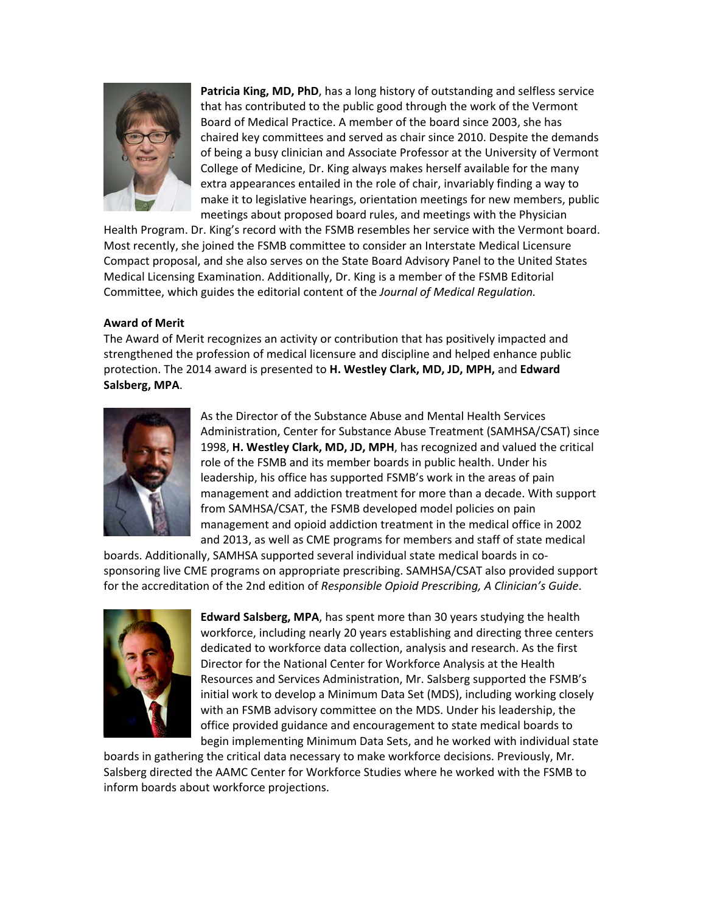**Patricia King, MD, PhD**, has a long history of outstanding and selfless service that has contributed to the public good through the work of the Vermont Board of Medical Practice. A member of the board since 2003, she has chaired key committees and served as chair since 2010. Despite the demands of being a busy clinician and Associate Professor at the University of Vermont College of Medicine, Dr. King always makes herself available for the many extra appearances entailed in the role of chair, invariably finding a way to make it to legislative hearings, orientation meetings for new members, public meetings about proposed board rules, and meetings with the Physician Health Program. Dr. King's record with the FSMB resembles her service with the Vermont board. Most recently, she joined the FSMB committee to consider an Interstate Medical Licensure Compact proposal, and she also serves on the State Board Advisory Panel to the United States Medical Licensing Examination. Additionally, Dr. King is a member of the FSMB Editorial Committee, which guides the editorial content of the *Journal of Medical Regulation.*

**Award of Merit**

The Award of Merit recognizes an activity or contribution that has positively impacted and strengthened the profession of medical licensure and discipline and helped enhance public protection. The 2014 award is presented to **H. Westley Clark, MD, JD, MPH,** and **Edward Salsberg, MPA**.

As the Director of the Substance Abuse and Mental Health Services Administration, Center for Substance Abuse Treatment (SAMHSA/CSAT) since 1998, **H. Westley Clark, MD, JD, MPH**, has recognized and valued the critical role of the FSMB and its member boards in public health. Under his leadership, his office has supported FSMB's work in the areas of pain management and addiction treatment for more than a decade. With support from SAMHSA/CSAT, the FSMB developed model policies on pain management and opioid addiction treatment in the medical office in 2002 and 2013, as well as CME programs for members and staff of state medical boards. Additionally, SAMHSA supported several individual state medical boards in co-sponsoring live CME programs on appropriate prescribing. SAMHSA/CSAT also provided support for the accreditation of the 2nd edition of *Responsible Opioid Prescribing, A Clinician's Guide*.

**Edward Salsberg, MPA**, has spent more than 30 years studying the health workforce, including nearly 20 years establishing and directing three centers dedicated to workforce data collection, analysis and research. As the first Director for the National Center for Workforce Analysis at the Health Resources and Services Administration, Mr. Salsberg supported the FSMB's initial work to develop a Minimum Data Set (MDS), including working closely with an FSMB advisory committee on the MDS. Under his leadership, the office provided guidance and encouragement to state medical boards to begin implementing Minimum Data Sets, and he worked with individual state boards in gathering the critical data necessary to make workforce decisions. Previously, Mr. Salsberg directed the AAMC Center for Workforce Studies where he worked with the FSMB to inform boards about workforce projections.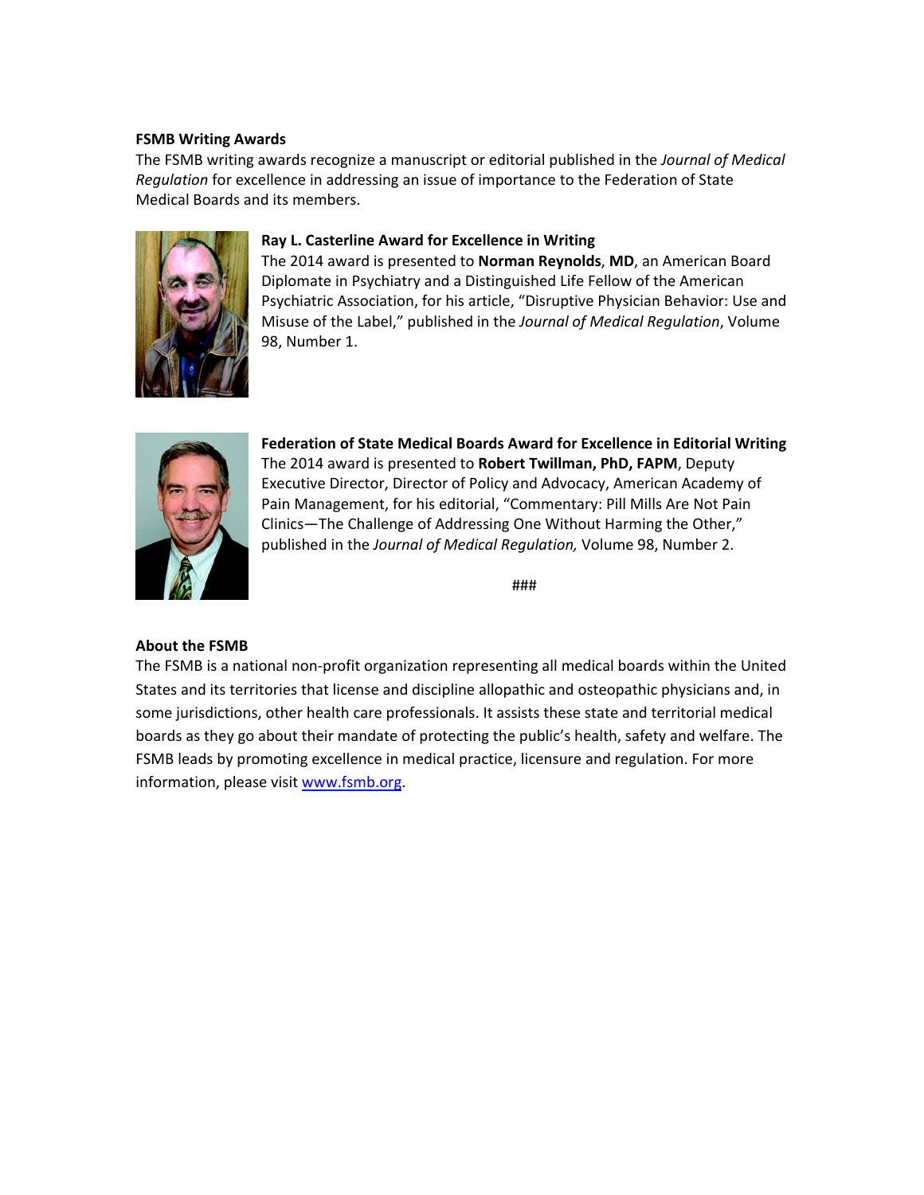**FSMB Writing Awards**

The FSMB writing awards recognize a manuscript or editorial published in the *Journal of Medical Regulation* for excellence in addressing an issue of importance to the Federation of State Medical Boards and its members.

**Ray L. Casterline Award for Excellence in Writing**

The 2014 award is presented to **Norman Reynolds**, **MD**, an American Board Diplomate in Psychiatry and a Distinguished Life Fellow of the American Psychiatric Association, for his article, "Disruptive Physician Behavior: Use and Misuse of the Label," published in the *Journal of Medical Regulation*, Volume 98, Number 1.

**Federation of State Medical Boards Award for Excellence in Editorial Writing**

The 2014 award is presented to **Robert Twillman, PhD, FAPM**, Deputy Executive Director, Director of Policy and Advocacy, American Academy of Pain Management, for his editorial, "Commentary: Pill Mills Are Not Pain Clinics—The Challenge of Addressing One Without Harming the Other," published in the *Journal of Medical Regulation,* Volume 98, Number 2.

###

**About the FSMB**

The FSMB is a national non-profit organization representing all medical boards within the United States and its territories that license and discipline allopathic and osteopathic physicians and, in some jurisdictions, other health care professionals. It assists these state and territorial medical boards as they go about their mandate of protecting the public's health, safety and welfare. The FSMB leads by promoting excellence in medical practice, licensure and regulation. For more information, please visit www.fsmb.org.